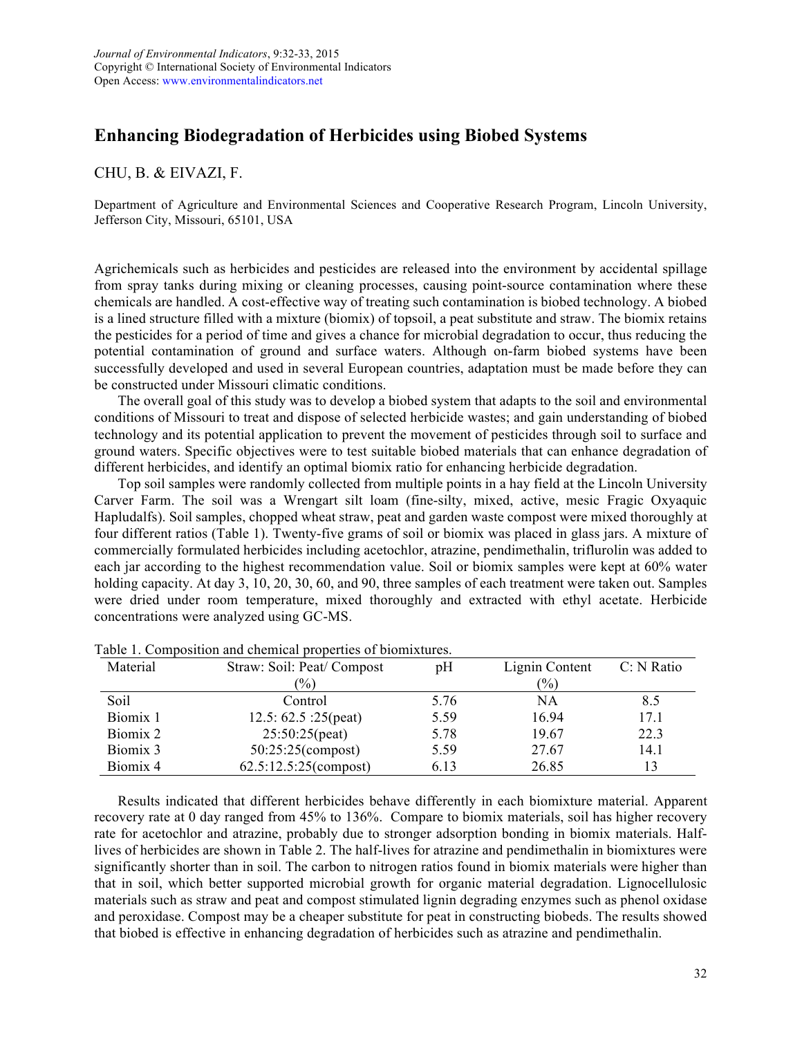# Enhancing Biodegradation of Herbicides using Biobed Systems

CHU, B. & EIVAZI, F.

Department of Agriculture and Environmental Sciences and Cooperative Research Program, Lincoln University, Jefferson City, Missouri, 65101, USA

Agrichemicals such as herbicides and pesticides are released into the environment by accidental spillage from spray tanks during mixing or cleaning processes, causing point-source contamination where these chemicals are handled. A cost-effective way of treating such contamination is biobed technology. A biobed is a lined structure filled with a mixture (biomix) of topsoil, a peat substitute and straw. The biomix retains the pesticides for a period of time and gives a chance for microbial degradation to occur, thus reducing the potential contamination of ground and surface waters. Although on-farm biobed systems have been successfully developed and used in several European countries, adaptation must be made before they can be constructed under Missouri climatic conditions.

The overall goal of this study was to develop a biobed system that adapts to the soil and environmental conditions of Missouri to treat and dispose of selected herbicide wastes; and gain understanding of biobed technology and its potential application to prevent the movement of pesticides through soil to surface and ground waters. Specific objectives were to test suitable biobed materials that can enhance degradation of different herbicides, and identify an optimal biomix ratio for enhancing herbicide degradation.

Top soil samples were randomly collected from multiple points in a hay field at the Lincoln University Carver Farm. The soil was a Wrengart silt loam (fine-silty, mixed, active, mesic Fragic Oxyaquic Hapludalfs). Soil samples, chopped wheat straw, peat and garden waste compost were mixed thoroughly at four different ratios (Table 1). Twenty-five grams of soil or biomix was placed in glass jars. A mixture of commercially formulated herbicides including acetochlor, atrazine, pendimethalin, triflurolin was added to each jar according to the highest recommendation value. Soil or biomix samples were kept at 60% water holding capacity. At day 3, 10, 20, 30, 60, and 90, three samples of each treatment were taken out. Samples were dried under room temperature, mixed thoroughly and extracted with ethyl acetate. Herbicide concentrations were analyzed using GC-MS.

Table 1. Composition and chemical properties of biomixtures.

| Material | Straw: Soil: Peat/ Compost (%) | pH | Lignin Content (%) | C: N Ratio |
|---|---|---|---|---|
| Soil | Control | 5.76 | NA | 8.5 |
| Biomix 1 | 12.5: 62.5 :25(peat) | 5.59 | 16.94 | 17.1 |
| Biomix 2 | 25:50:25(peat) | 5.78 | 19.67 | 22.3 |
| Biomix 3 | 50:25:25(compost) | 5.59 | 27.67 | 14.1 |
| Biomix 4 | 62.5:12.5:25(compost) | 6.13 | 26.85 | 13 |

Results indicated that different herbicides behave differently in each biomixture material. Apparent recovery rate at 0 day ranged from 45% to 136%. Compare to biomix materials, soil has higher recovery rate for acetochlor and atrazine, probably due to stronger adsorption bonding in biomix materials. Half-lives of herbicides are shown in Table 2. The half-lives for atrazine and pendimethalin in biomixtures were significantly shorter than in soil. The carbon to nitrogen ratios found in biomix materials were higher than that in soil, which better supported microbial growth for organic material degradation. Lignocellulosic materials such as straw and peat and compost stimulated lignin degrading enzymes such as phenol oxidase and peroxidase. Compost may be a cheaper substitute for peat in constructing biobeds. The results showed that biobed is effective in enhancing degradation of herbicides such as atrazine and pendimethalin.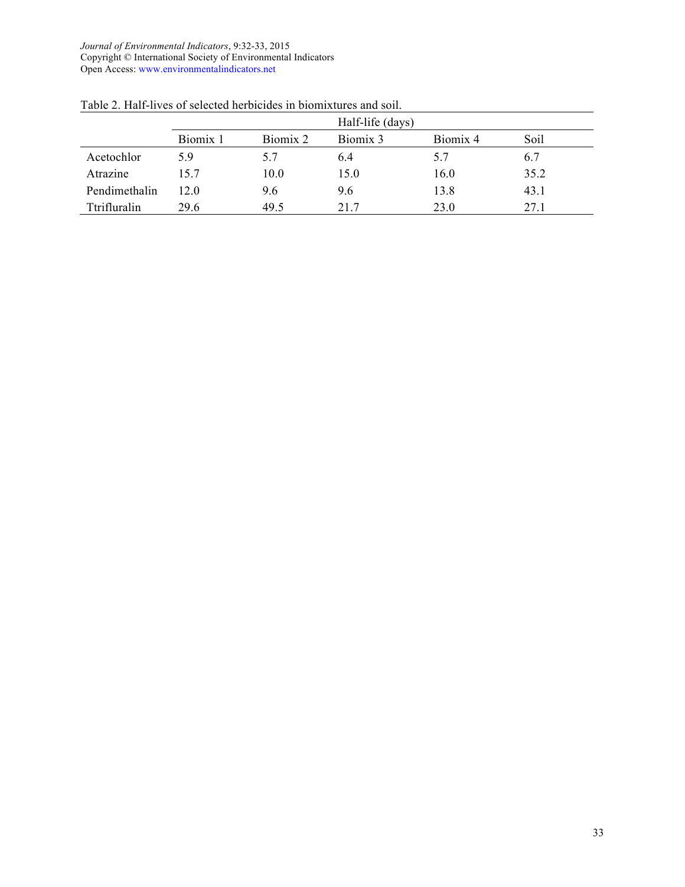Table 2. Half-lives of selected herbicides in biomixtures and soil.

| | Half-life (days) | | | | |
|---|---|---|---|---|---|
| | Biomix 1 | Biomix 2 | Biomix 3 | Biomix 4 | Soil |
| Acetochlor | 5.9 | 5.7 | 6.4 | 5.7 | 6.7 |
| Atrazine | 15.7 | 10.0 | 15.0 | 16.0 | 35.2 |
| Pendimethalin | 12.0 | 9.6 | 9.6 | 13.8 | 43.1 |
| Ttrifluralin | 29.6 | 49.5 | 21.7 | 23.0 | 27.1 |